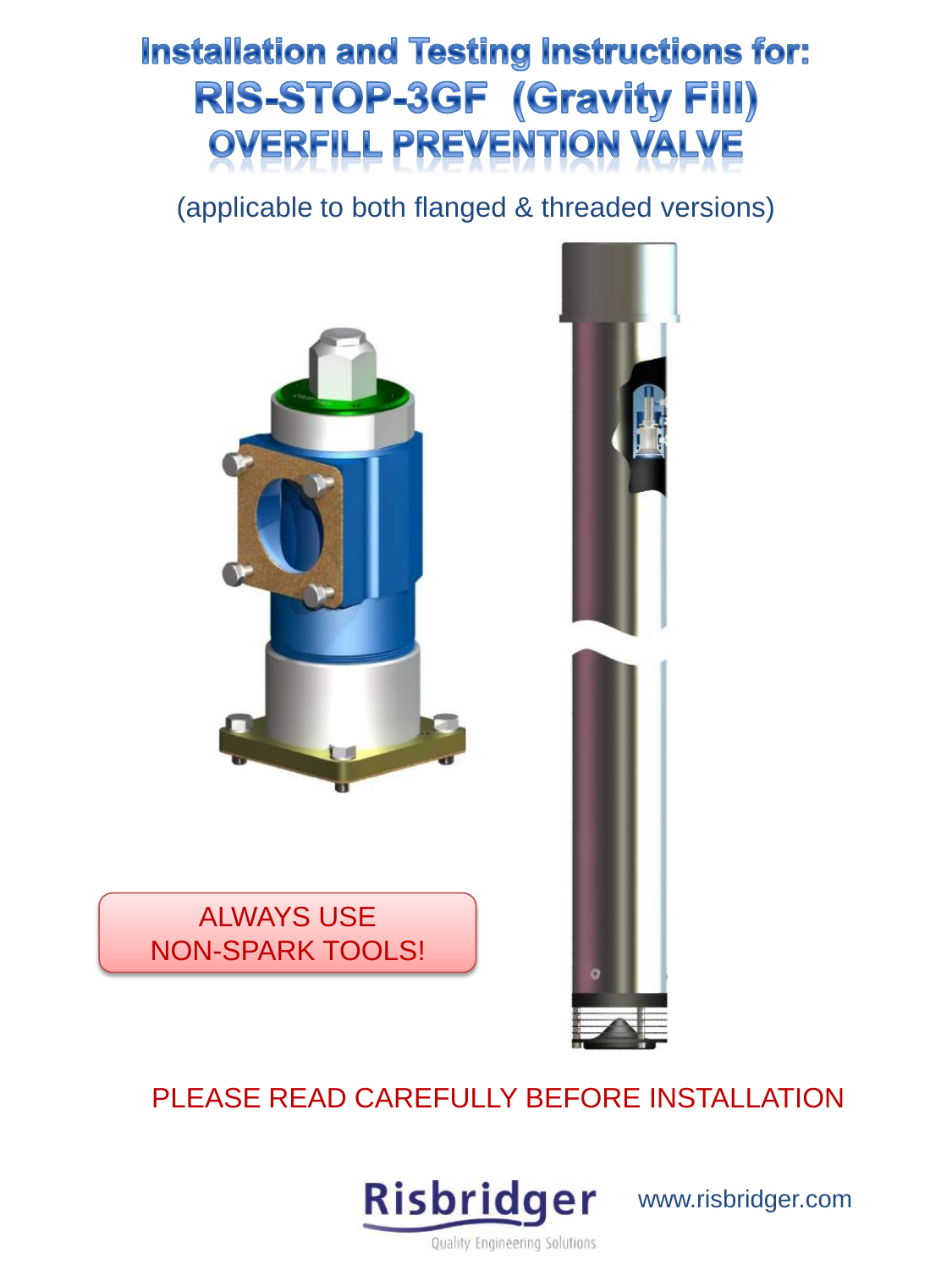# Installation and Testing Instructions for:
# RIS-STOP-3GF (Gravity Fill)
# OVERFILL PREVENTION VALVE

(applicable to both flanged & threaded versions)

ALWAYS USE NON-SPARK TOOLS!

PLEASE READ CAREFULLY BEFORE INSTALLATION

Risbridger
Quality Engineering Solutions

www.risbridger.com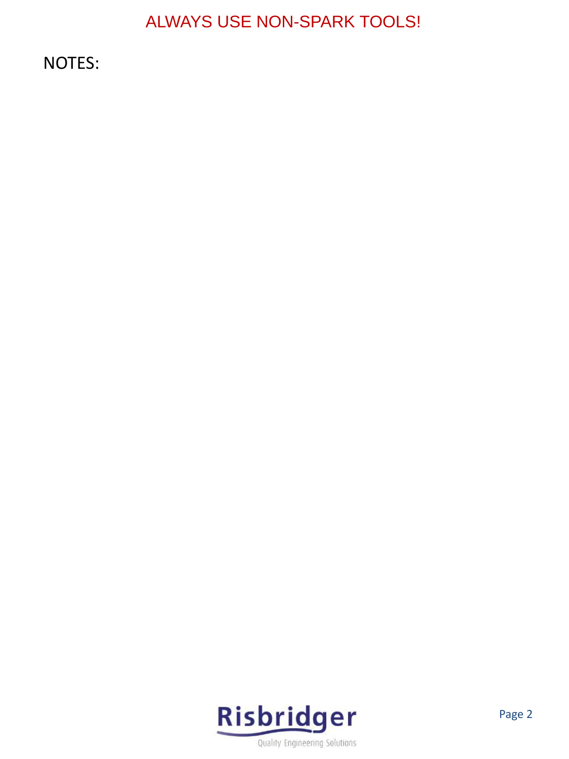ALWAYS USE NON-SPARK TOOLS!

NOTES: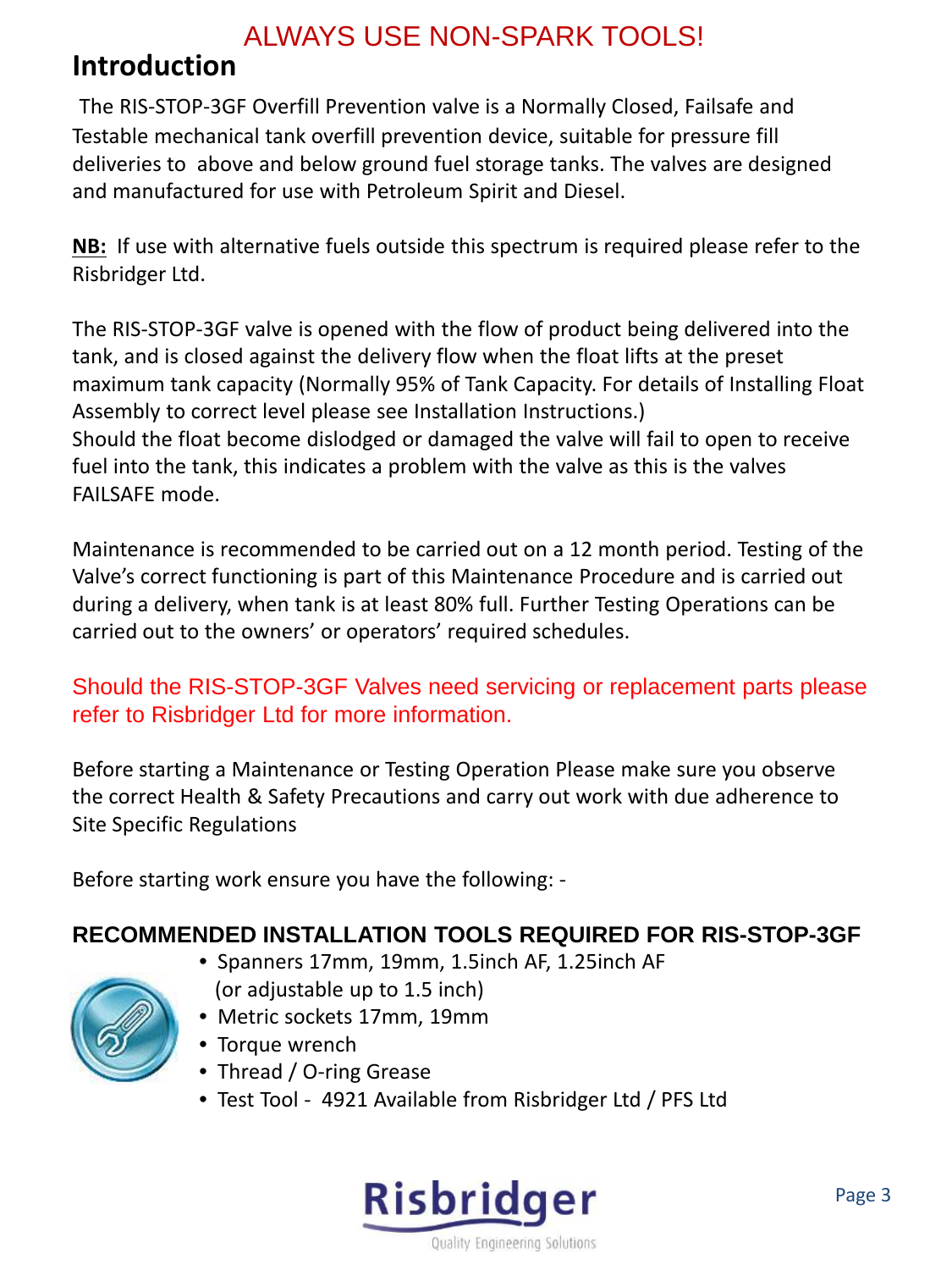ALWAYS USE NON-SPARK TOOLS!

## Introduction

The RIS-STOP-3GF Overfill Prevention valve is a Normally Closed, Failsafe and Testable mechanical tank overfill prevention device, suitable for pressure fill deliveries to above and below ground fuel storage tanks. The valves are designed and manufactured for use with Petroleum Spirit and Diesel.

**NB:** If use with alternative fuels outside this spectrum is required please refer to the Risbridger Ltd.

The RIS-STOP-3GF valve is opened with the flow of product being delivered into the tank, and is closed against the delivery flow when the float lifts at the preset maximum tank capacity (Normally 95% of Tank Capacity. For details of Installing Float Assembly to correct level please see Installation Instructions.)
Should the float become dislodged or damaged the valve will fail to open to receive fuel into the tank, this indicates a problem with the valve as this is the valves FAILSAFE mode.

Maintenance is recommended to be carried out on a 12 month period. Testing of the Valve's correct functioning is part of this Maintenance Procedure and is carried out during a delivery, when tank is at least 80% full. Further Testing Operations can be carried out to the owners' or operators' required schedules.

Should the RIS-STOP-3GF Valves need servicing or replacement parts please refer to Risbridger Ltd for more information.

Before starting a Maintenance or Testing Operation Please make sure you observe the correct Health & Safety Precautions and carry out work with due adherence to Site Specific Regulations

Before starting work ensure you have the following: -

### RECOMMENDED INSTALLATION TOOLS REQUIRED FOR RIS-STOP-3GF

- Spanners 17mm, 19mm, 1.5inch AF, 1.25inch AF (or adjustable up to 1.5 inch)
- Metric sockets 17mm, 19mm
- Torque wrench
- Thread / O-ring Grease
- Test Tool - 4921 Available from Risbridger Ltd / PFS Ltd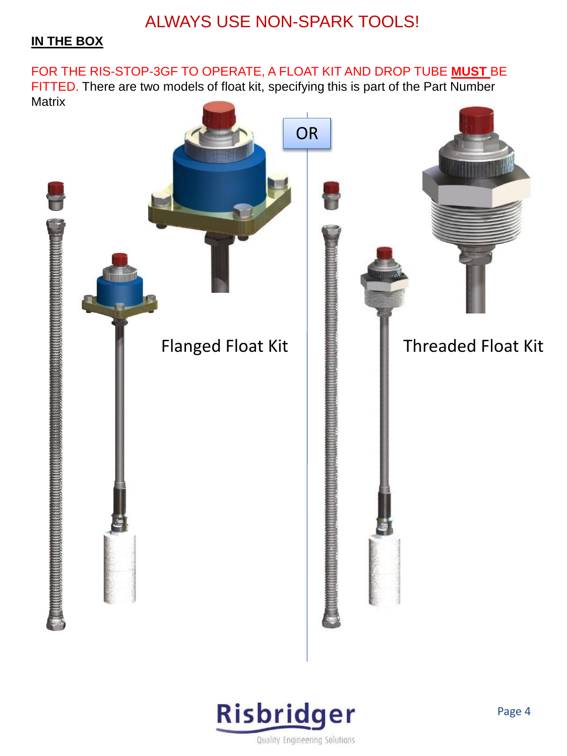ALWAYS USE NON-SPARK TOOLS!

**IN THE BOX**

FOR THE RIS-STOP-3GF TO OPERATE, A FLOAT KIT AND DROP TUBE **MUST** BE FITTED. There are two models of float kit, specifying this is part of the Part Number Matrix

OR

Flanged Float Kit

Threaded Float Kit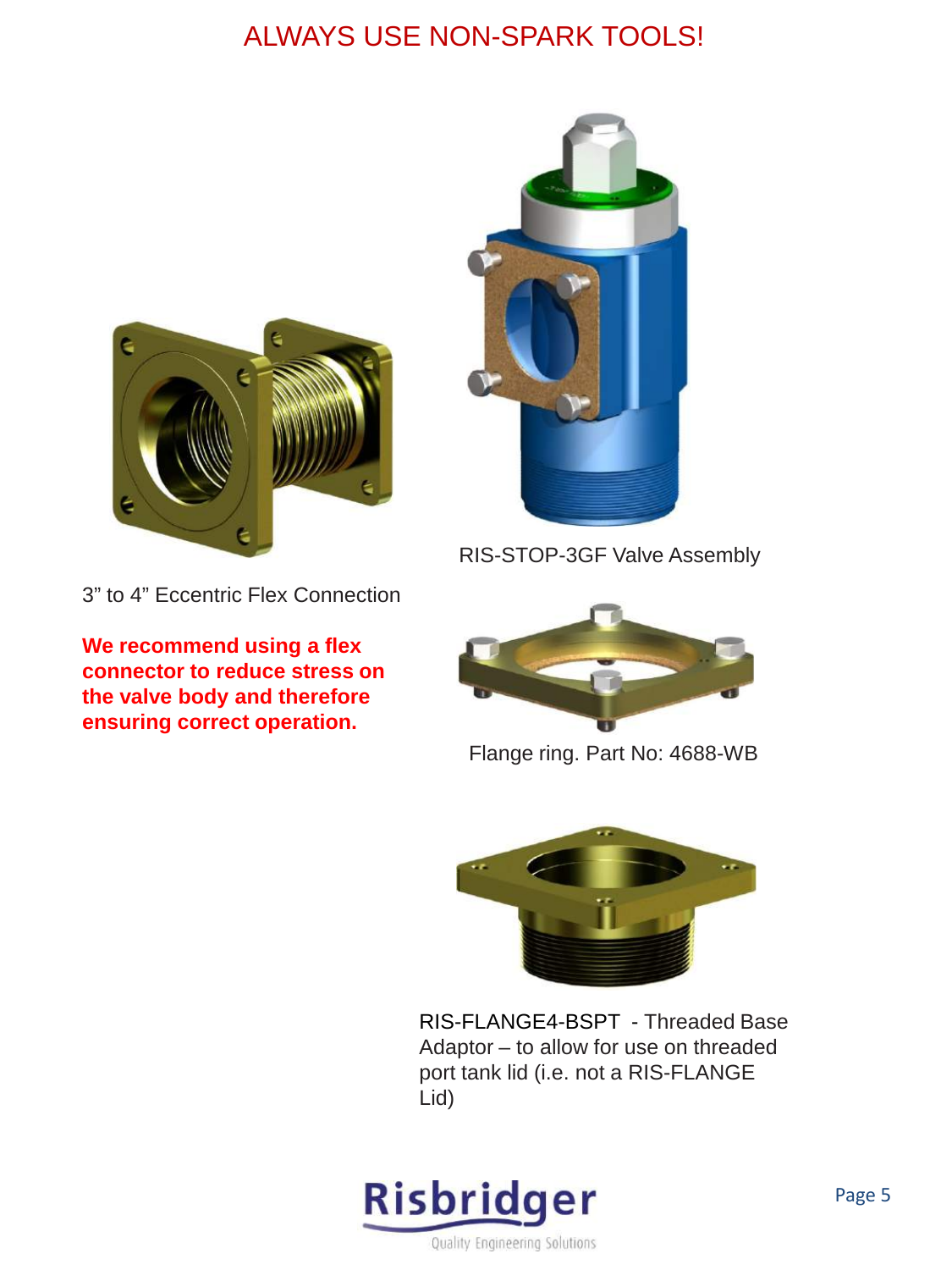ALWAYS USE NON-SPARK TOOLS!

3" to 4" Eccentric Flex Connection

**We recommend using a flex connector to reduce stress on the valve body and therefore ensuring correct operation.**

RIS-STOP-3GF Valve Assembly

Flange ring. Part No: 4688-WB

RIS-FLANGE4-BSPT - Threaded Base Adaptor – to allow for use on threaded port tank lid (i.e. not a RIS-FLANGE Lid)

Risbridger

Quality Engineering Solutions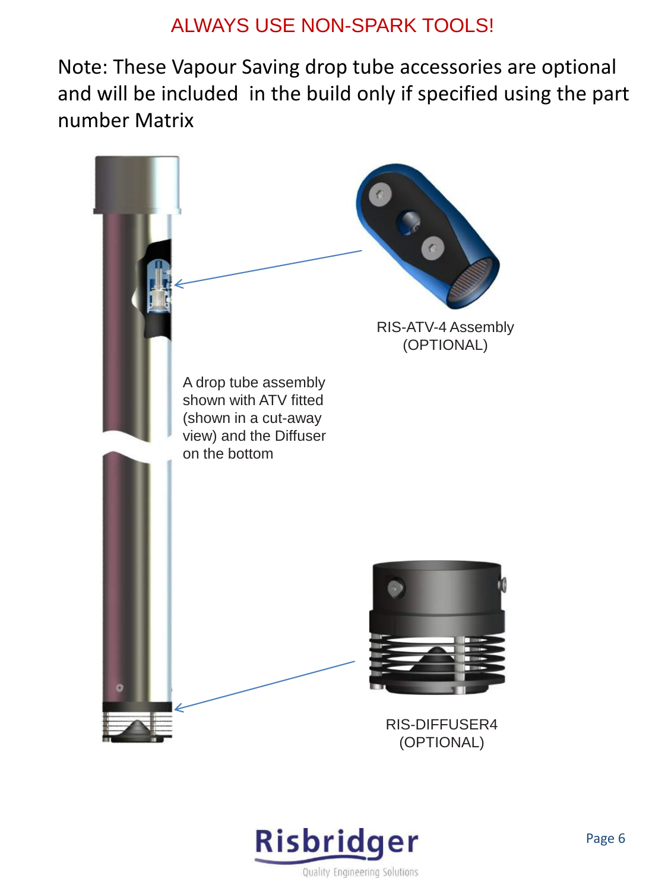ALWAYS USE NON-SPARK TOOLS!

Note: These Vapour Saving drop tube accessories are optional and will be included in the build only if specified using the part number Matrix

RIS-ATV-4 Assembly
(OPTIONAL)

A drop tube assembly shown with ATV fitted (shown in a cut-away view) and the Diffuser on the bottom

RIS-DIFFUSER4
(OPTIONAL)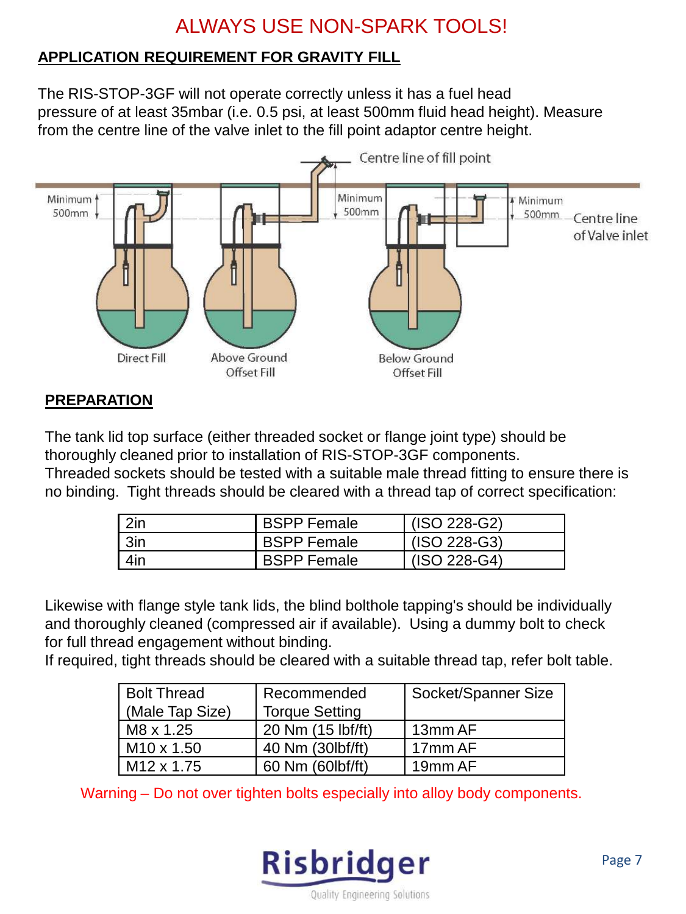ALWAYS USE NON-SPARK TOOLS!

## APPLICATION REQUIREMENT FOR GRAVITY FILL

The RIS-STOP-3GF will not operate correctly unless it has a fuel head pressure of at least 35mbar (i.e. 0.5 psi, at least 500mm fluid head height). Measure from the centre line of the valve inlet to the fill point adaptor centre height.

Centre line of fill point

Minimum 500mm

Minimum 500mm

Minimum 500mm

Centre line of Valve inlet

Direct Fill

Above Ground Offset Fill

Below Ground Offset Fill

## PREPARATION

The tank lid top surface (either threaded socket or flange joint type) should be thoroughly cleaned prior to installation of RIS-STOP-3GF components.
Threaded sockets should be tested with a suitable male thread fitting to ensure there is no binding. Tight threads should be cleared with a thread tap of correct specification:

| 2in | BSPP Female | (ISO 228-G2) |
|---|---|---|
| 3in | BSPP Female | (ISO 228-G3) |
| 4in | BSPP Female | (ISO 228-G4) |

Likewise with flange style tank lids, the blind bolthole tapping's should be individually and thoroughly cleaned (compressed air if available). Using a dummy bolt to check for full thread engagement without binding.
If required, tight threads should be cleared with a suitable thread tap, refer bolt table.

| Bolt Thread (Male Tap Size) | Recommended Torque Setting | Socket/Spanner Size |
|---|---|---|
| M8 x 1.25 | 20 Nm (15 lbf/ft) | 13mm AF |
| M10 x 1.50 | 40 Nm (30lbf/ft) | 17mm AF |
| M12 x 1.75 | 60 Nm (60lbf/ft) | 19mm AF |

Warning – Do not over tighten bolts especially into alloy body components.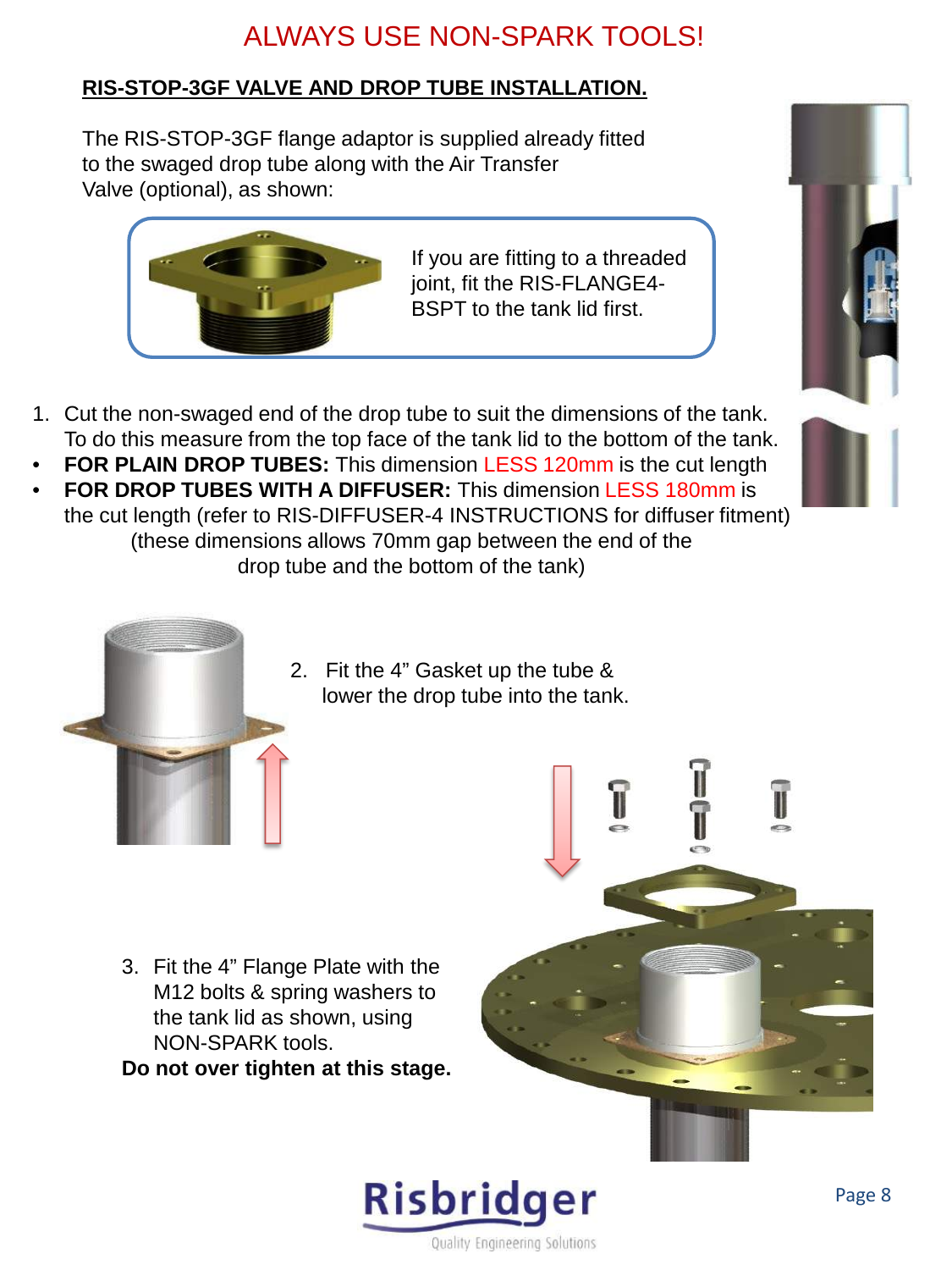ALWAYS USE NON-SPARK TOOLS!

## RIS-STOP-3GF VALVE AND DROP TUBE INSTALLATION.

The RIS-STOP-3GF flange adaptor is supplied already fitted to the swaged drop tube along with the Air Transfer Valve (optional), as shown:

If you are fitting to a threaded joint, fit the RIS-FLANGE4-BSPT to the tank lid first.

1. Cut the non-swaged end of the drop tube to suit the dimensions of the tank. To do this measure from the top face of the tank lid to the bottom of the tank.

- **FOR PLAIN DROP TUBES:** This dimension LESS 120mm is the cut length
- **FOR DROP TUBES WITH A DIFFUSER:** This dimension LESS 180mm is the cut length (refer to RIS-DIFFUSER-4 INSTRUCTIONS for diffuser fitment)

(these dimensions allows 70mm gap between the end of the drop tube and the bottom of the tank)

2. Fit the 4" Gasket up the tube & lower the drop tube into the tank.

3. Fit the 4" Flange Plate with the M12 bolts & spring washers to the tank lid as shown, using NON-SPARK tools.

**Do not over tighten at this stage.**

Risbridger

Quality Engineering Solutions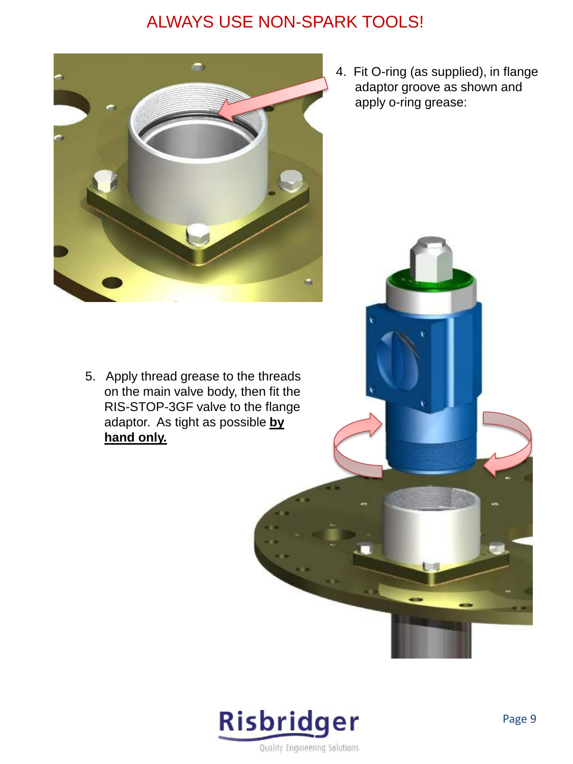ALWAYS USE NON-SPARK TOOLS!

4. Fit O-ring (as supplied), in flange adaptor groove as shown and apply o-ring grease:

5. Apply thread grease to the threads on the main valve body, then fit the RIS-STOP-3GF valve to the flange adaptor. As tight as possible **by hand only.**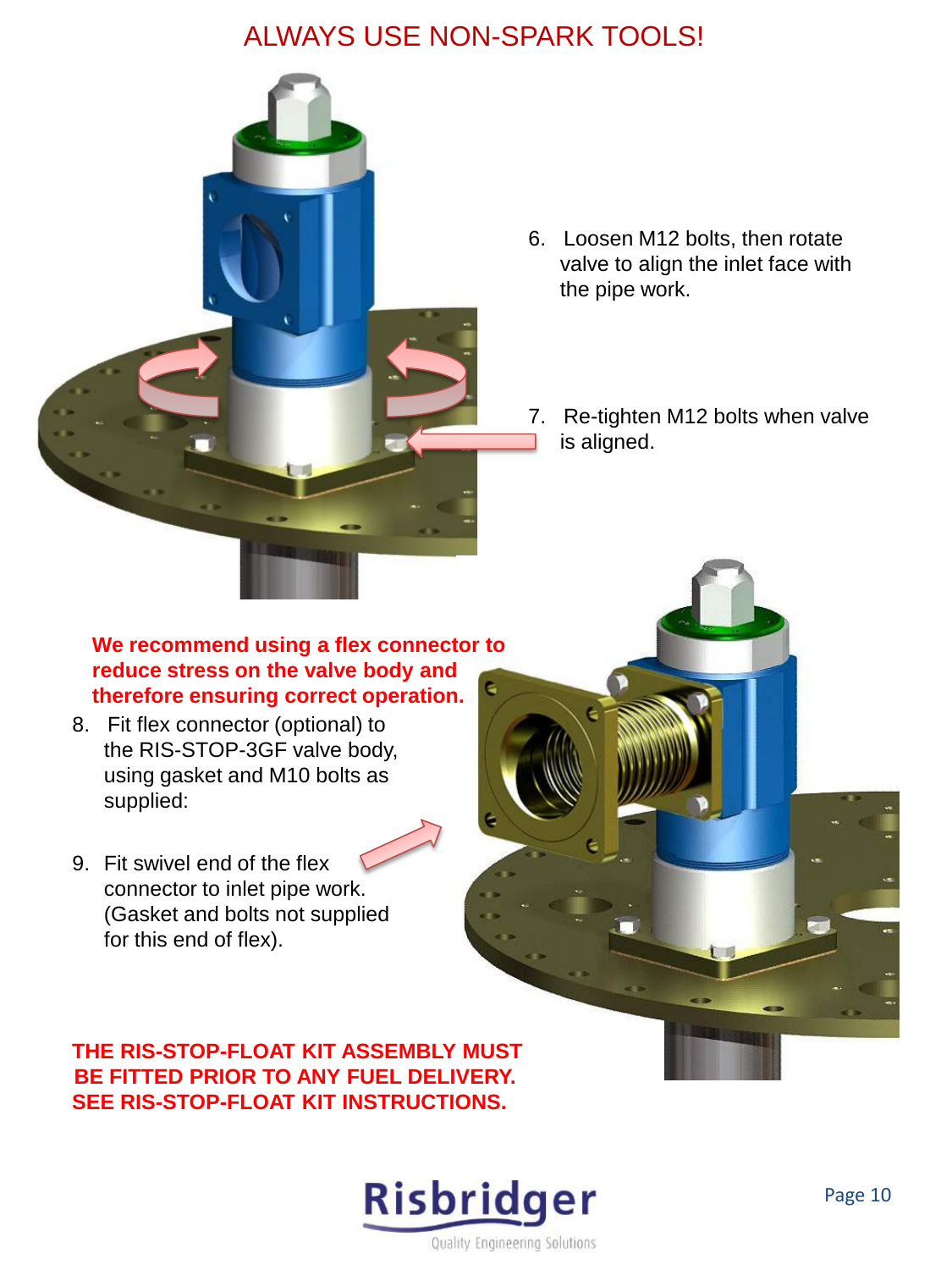**ALWAYS USE NON-SPARK TOOLS!**

6. Loosen M12 bolts, then rotate valve to align the inlet face with the pipe work.

7. Re-tighten M12 bolts when valve is aligned.

**We recommend using a flex connector to reduce stress on the valve body and therefore ensuring correct operation.**

8. Fit flex connector (optional) to the RIS-STOP-3GF valve body, using gasket and M10 bolts as supplied:

9. Fit swivel end of the flex connector to inlet pipe work. (Gasket and bolts not supplied for this end of flex).

**THE RIS-STOP-FLOAT KIT ASSEMBLY MUST BE FITTED PRIOR TO ANY FUEL DELIVERY. SEE RIS-STOP-FLOAT KIT INSTRUCTIONS.**

Risbridger
Quality Engineering Solutions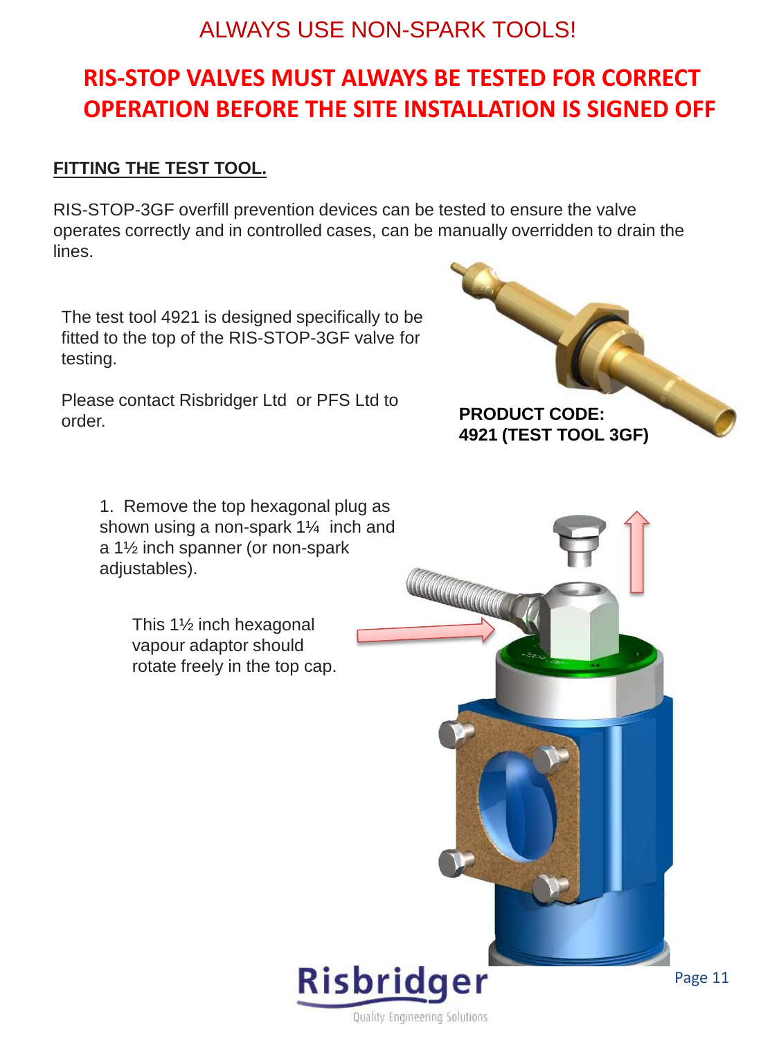ALWAYS USE NON-SPARK TOOLS!

# RIS-STOP VALVES MUST ALWAYS BE TESTED FOR CORRECT OPERATION BEFORE THE SITE INSTALLATION IS SIGNED OFF

## FITTING THE TEST TOOL.

RIS-STOP-3GF overfill prevention devices can be tested to ensure the valve operates correctly and in controlled cases, can be manually overridden to drain the lines.

The test tool 4921 is designed specifically to be fitted to the top of the RIS-STOP-3GF valve for testing.

Please contact Risbridger Ltd or PFS Ltd to order.

**PRODUCT CODE:**
**4921 (TEST TOOL 3GF)**

1. Remove the top hexagonal plug as shown using a non-spark 1¼ inch and a 1½ inch spanner (or non-spark adjustables).

This 1½ inch hexagonal vapour adaptor should rotate freely in the top cap.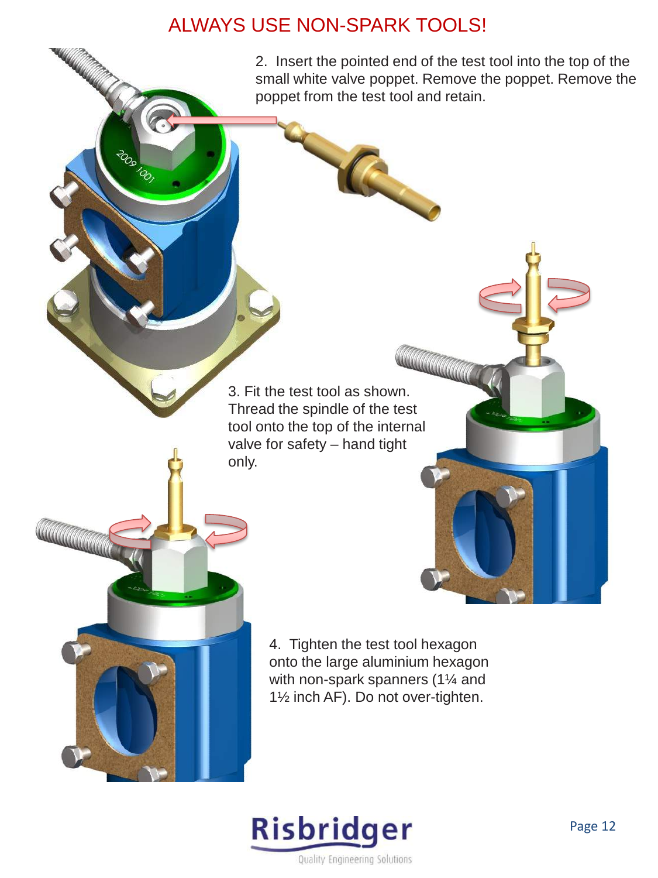# ALWAYS USE NON-SPARK TOOLS!

2. Insert the pointed end of the test tool into the top of the small white valve poppet. Remove the poppet. Remove the poppet from the test tool and retain.

3. Fit the test tool as shown. Thread the spindle of the test tool onto the top of the internal valve for safety – hand tight only.

4. Tighten the test tool hexagon onto the large aluminium hexagon with non-spark spanners (1¼ and 1½ inch AF). Do not over-tighten.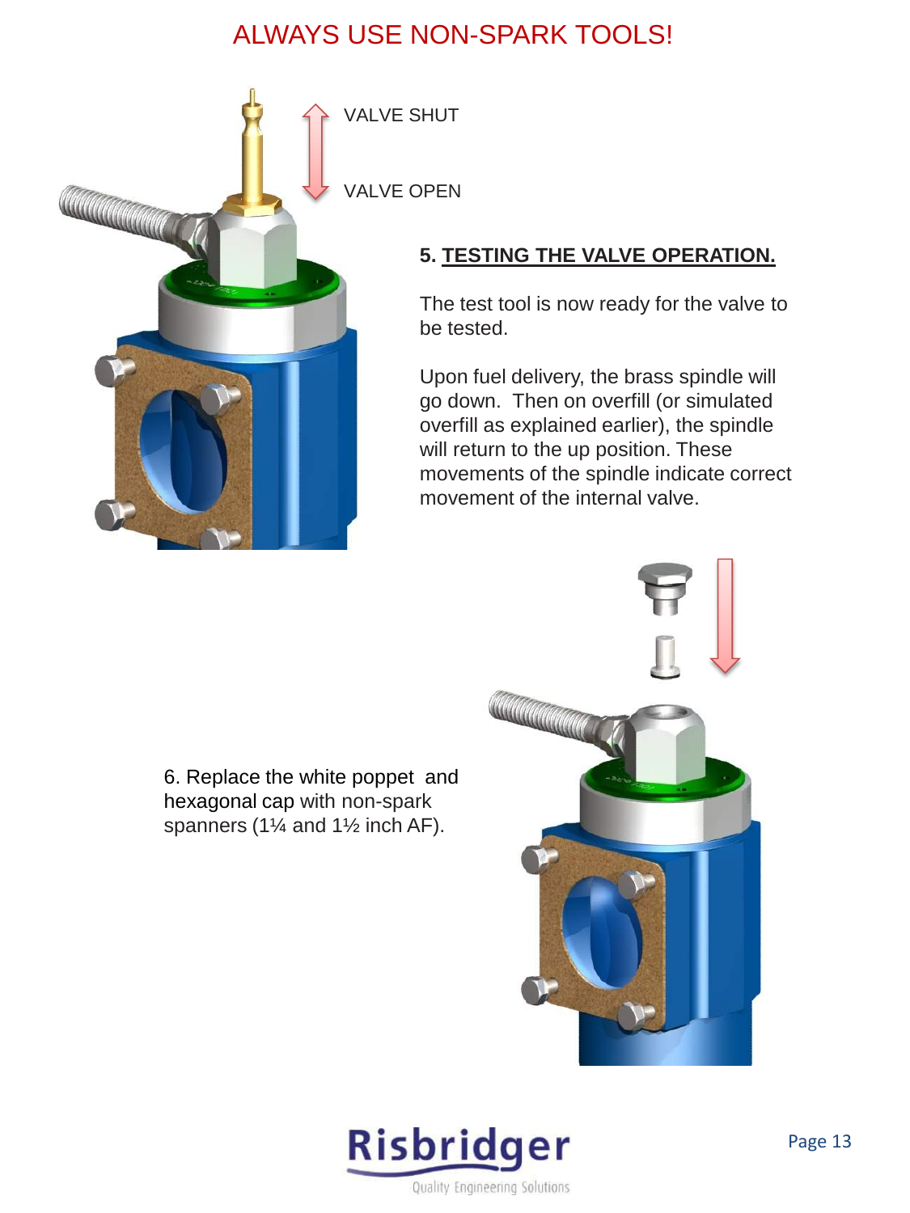ALWAYS USE NON-SPARK TOOLS!

VALVE SHUT

VALVE OPEN

**5. TESTING THE VALVE OPERATION.**

The test tool is now ready for the valve to be tested.

Upon fuel delivery, the brass spindle will go down. Then on overfill (or simulated overfill as explained earlier), the spindle will return to the up position. These movements of the spindle indicate correct movement of the internal valve.

6. Replace the white poppet and hexagonal cap with non-spark spanners (1¼ and 1½ inch AF).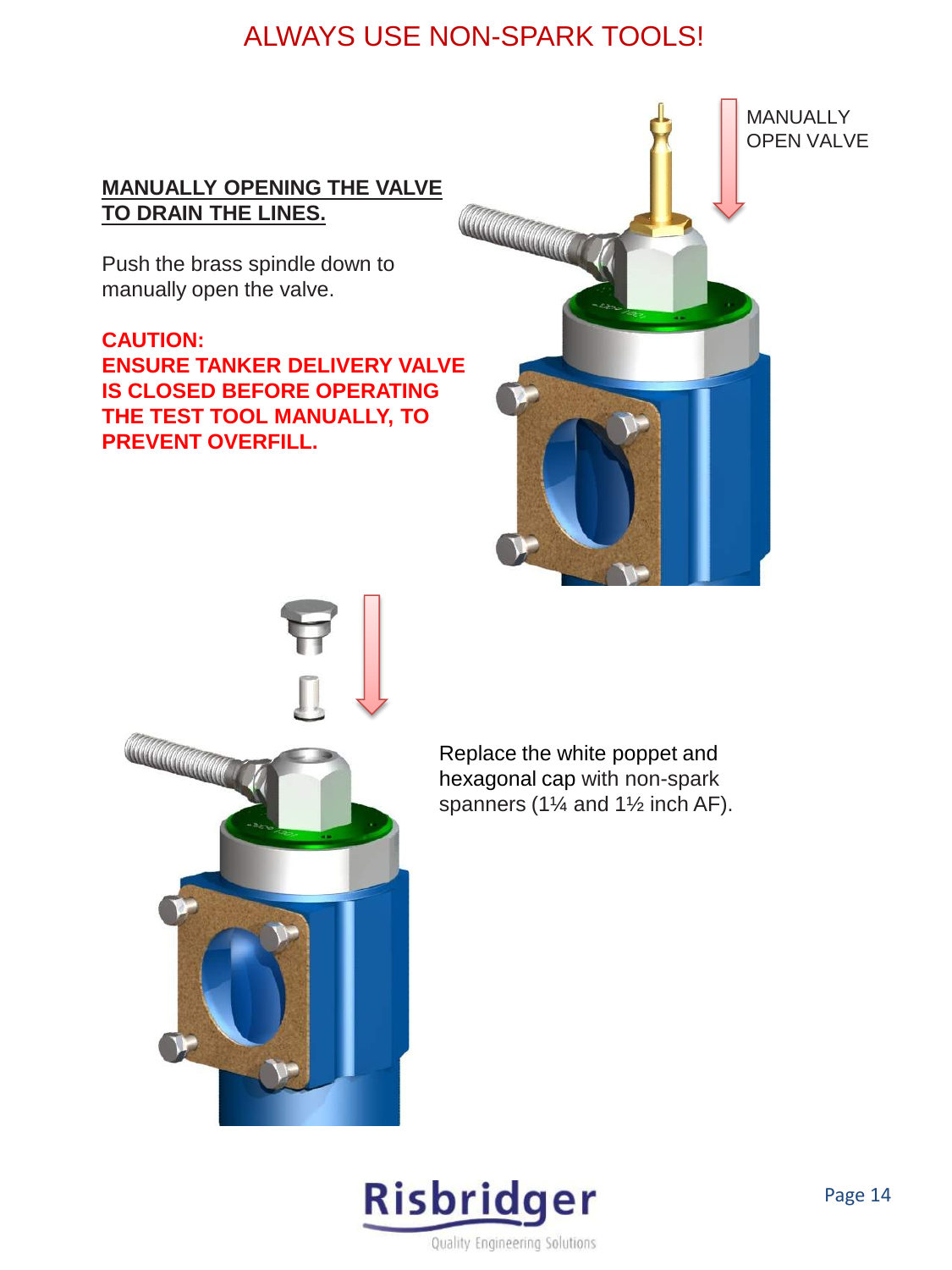# ALWAYS USE NON-SPARK TOOLS!

MANUALLY OPEN VALVE

## MANUALLY OPENING THE VALVE TO DRAIN THE LINES.

Push the brass spindle down to manually open the valve.

**CAUTION:**
**ENSURE TANKER DELIVERY VALVE IS CLOSED BEFORE OPERATING THE TEST TOOL MANUALLY, TO PREVENT OVERFILL.**

Replace the white poppet and hexagonal cap with non-spark spanners (1¼ and 1½ inch AF).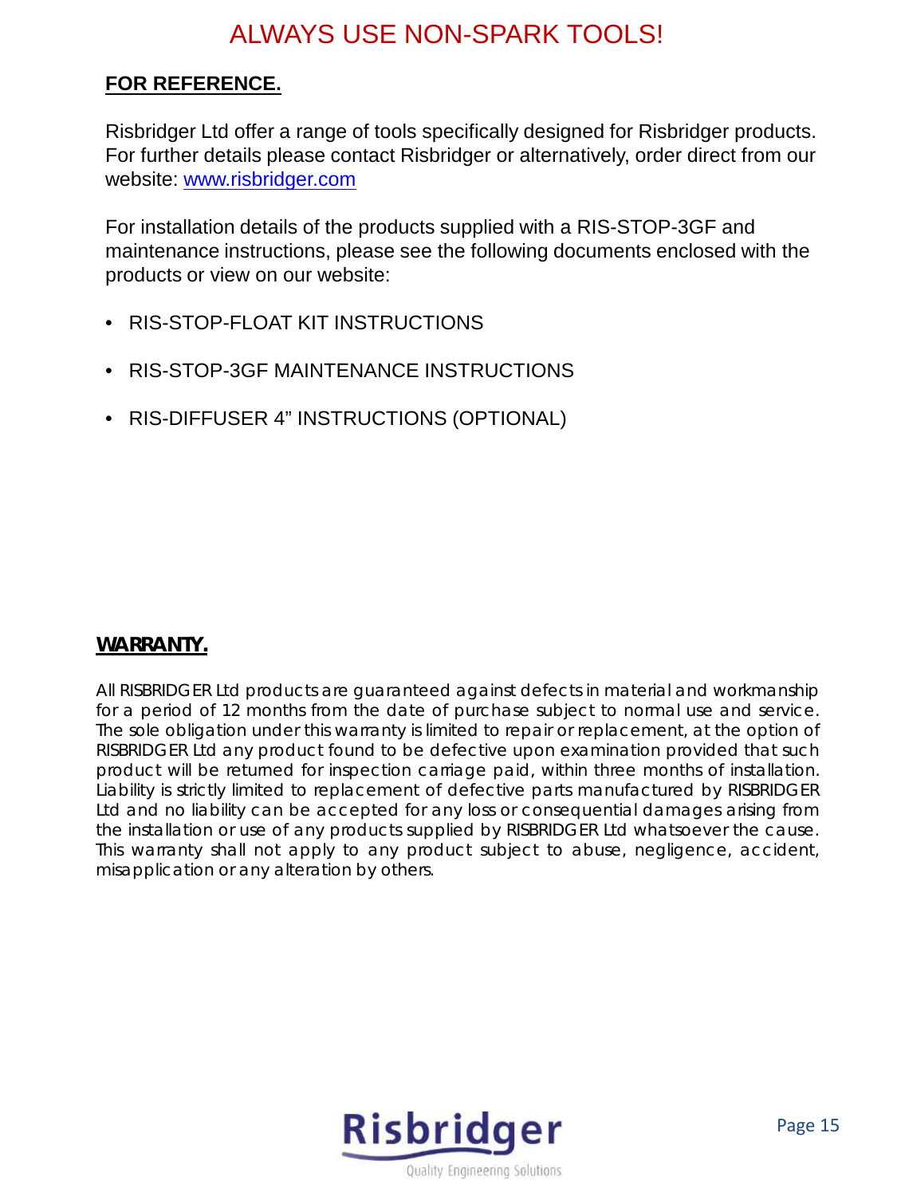ALWAYS USE NON-SPARK TOOLS!

## FOR REFERENCE.

Risbridger Ltd offer a range of tools specifically designed for Risbridger products. For further details please contact Risbridger or alternatively, order direct from our website: [www.risbridger.com](http://www.risbridger.com)

For installation details of the products supplied with a RIS-STOP-3GF and maintenance instructions, please see the following documents enclosed with the products or view on our website:

- RIS-STOP-FLOAT KIT INSTRUCTIONS
- RIS-STOP-3GF MAINTENANCE INSTRUCTIONS
- RIS-DIFFUSER 4" INSTRUCTIONS (OPTIONAL)

## WARRANTY.

All RISBRIDGER Ltd products are guaranteed against defects in material and workmanship for a period of 12 months from the date of purchase subject to normal use and service. The sole obligation under this warranty is limited to repair or replacement, at the option of RISBRIDGER Ltd any product found to be defective upon examination provided that such product will be returned for inspection carriage paid, within three months of installation. Liability is strictly limited to replacement of defective parts manufactured by RISBRIDGER Ltd and no liability can be accepted for any loss or consequential damages arising from the installation or use of any products supplied by RISBRIDGER Ltd whatsoever the cause. This warranty shall not apply to any product subject to abuse, negligence, accident, misapplication or any alteration by others.

Risbridger
Quality Engineering Solutions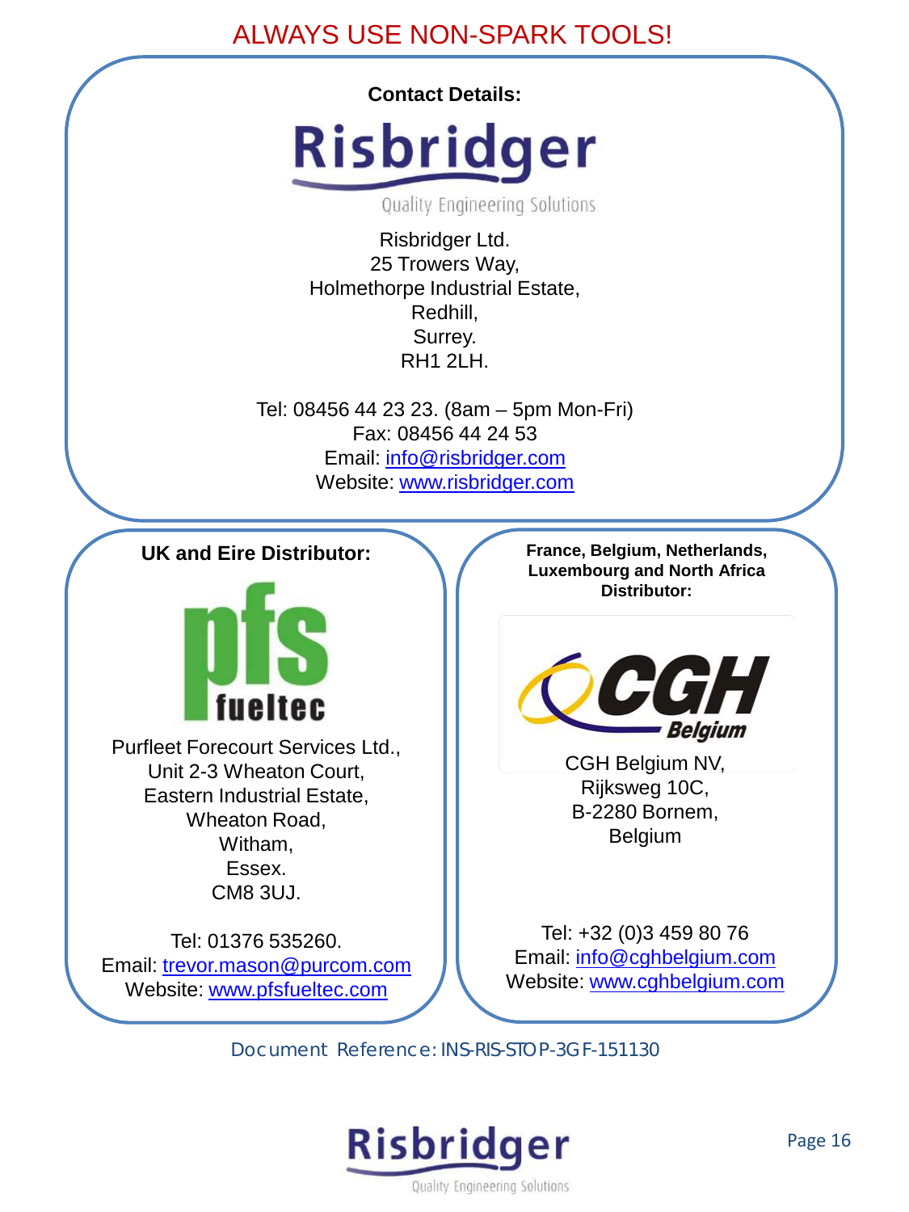ALWAYS USE NON-SPARK TOOLS!

**Contact Details:**

Risbridger

Quality Engineering Solutions

Risbridger Ltd.
25 Trowers Way,
Holmethorpe Industrial Estate,
Redhill,
Surrey.
RH1 2LH.

Tel: 08456 44 23 23. (8am – 5pm Mon-Fri)
Fax: 08456 44 24 53
Email: info@risbridger.com
Website: www.risbridger.com

**UK and Eire Distributor:**

pfs fueltec

Purfleet Forecourt Services Ltd.,
Unit 2-3 Wheaton Court,
Eastern Industrial Estate,
Wheaton Road,
Witham,
Essex.
CM8 3UJ.

Tel: 01376 535260.
Email: trevor.mason@purcom.com
Website: www.pfsfueltec.com

**France, Belgium, Netherlands, Luxembourg and North Africa Distributor:**

CGH Belgium

CGH Belgium NV,
Rijksweg 10C,
B-2280 Bornem,
Belgium

Tel: +32 (0)3 459 80 76
Email: info@cghbelgium.com
Website: www.cghbelgium.com

Document Reference: INS-RIS-STOP-3GF-151130